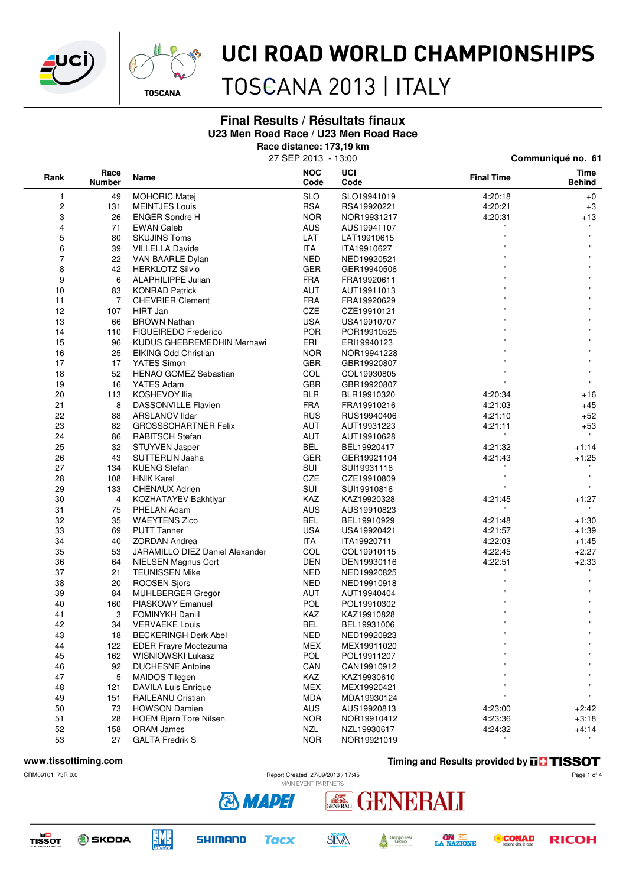# UCI ROAD WORLD CHAMPIONSHIPS

## TOSCANA 2013 | ITALY

### Final Results / Résultats finaux

**U23 Men Road Race / U23 Men Road Race**

**Race distance: 173,19 km**

27 SEP 2013 - 13:00

**Communiqué no. 61**

| Rank | Race Number | Name | NOC Code | UCI Code | Final Time | Time Behind |
|---|---|---|---|---|---|---|
| 1 | 49 | MOHORIC Matej | SLO | SLO19941019 | 4:20:18 | +0 |
| 2 | 131 | MEINTJES Louis | RSA | RSA19920221 | 4:20:21 | +3 |
| 3 | 26 | ENGER Sondre H | NOR | NOR19931217 | 4:20:31 | +13 |
| 4 | 71 | EWAN Caleb | AUS | AUS19941107 | " | " |
| 5 | 80 | SKUJINS Toms | LAT | LAT19910615 | " | " |
| 6 | 39 | VILLELLA Davide | ITA | ITA19910627 | " | " |
| 7 | 22 | VAN BAARLE Dylan | NED | NED19920521 | " | " |
| 8 | 42 | HERKLOTZ Silvio | GER | GER19940506 | " | " |
| 9 | 6 | ALAPHILIPPE Julian | FRA | FRA19920611 | " | " |
| 10 | 83 | KONRAD Patrick | AUT | AUT19911013 | " | " |
| 11 | 7 | CHEVRIER Clement | FRA | FRA19920629 | " | " |
| 12 | 107 | HIRT Jan | CZE | CZE19910121 | " | " |
| 13 | 66 | BROWN Nathan | USA | USA19910707 | " | " |
| 14 | 110 | FIGUEIREDO Frederico | POR | POR19910525 | " | " |
| 15 | 96 | KUDUS GHEBREMEDHIN Merhawi | ERI | ERI19940123 | " | " |
| 16 | 25 | EIKING Odd Christian | NOR | NOR19941228 | " | " |
| 17 | 17 | YATES Simon | GBR | GBR19920807 | " | " |
| 18 | 52 | HENAO GOMEZ Sebastian | COL | COL19930805 | " | " |
| 19 | 16 | YATES Adam | GBR | GBR19920807 | " | " |
| 20 | 113 | KOSHEVOY Ilia | BLR | BLR19910320 | 4:20:34 | +16 |
| 21 | 8 | DASSONVILLE Flavien | FRA | FRA19910216 | 4:21:03 | +45 |
| 22 | 88 | ARSLANOV Ildar | RUS | RUS19940406 | 4:21:10 | +52 |
| 23 | 82 | GROSSSCHARTNER Felix | AUT | AUT19931223 | 4:21:11 | +53 |
| 24 | 86 | RABITSCH Stefan | AUT | AUT19910628 | " | " |
| 25 | 32 | STUYVEN Jasper | BEL | BEL19920417 | 4:21:32 | +1:14 |
| 26 | 43 | SUTTERLIN Jasha | GER | GER19921104 | 4:21:43 | +1:25 |
| 27 | 134 | KUENG Stefan | SUI | SUI19931116 | " | " |
| 28 | 108 | HNIK Karel | CZE | CZE19910809 | " | " |
| 29 | 133 | CHENAUX Adrien | SUI | SUI19910816 | " | " |
| 30 | 4 | KOZHATAYEV Bakhtiyar | KAZ | KAZ19920328 | 4:21:45 | +1:27 |
| 31 | 75 | PHELAN Adam | AUS | AUS19910823 | " | " |
| 32 | 35 | WAEYTENS Zico | BEL | BEL19910929 | 4:21:48 | +1:30 |
| 33 | 69 | PUTT Tanner | USA | USA19920421 | 4:21:57 | +1:39 |
| 34 | 40 | ZORDAN Andrea | ITA | ITA19920711 | 4:22:03 | +1:45 |
| 35 | 53 | JARAMILLO DIEZ Daniel Alexander | COL | COL19910115 | 4:22:45 | +2:27 |
| 36 | 64 | NIELSEN Magnus Cort | DEN | DEN19930116 | 4:22:51 | +2:33 |
| 37 | 21 | TEUNISSEN Mike | NED | NED19920825 | " | " |
| 38 | 20 | ROOSEN Sjors | NED | NED19910918 | " | " |
| 39 | 84 | MUHLBERGER Gregor | AUT | AUT19940404 | " | " |
| 40 | 160 | PIASKOWY Emanuel | POL | POL19910302 | " | " |
| 41 | 3 | FOMINYKH Daniil | KAZ | KAZ19910828 | " | " |
| 42 | 34 | VERVAEKE Louis | BEL | BEL19931006 | " | " |
| 43 | 18 | BECKERINGH Derk Abel | NED | NED19920923 | " | " |
| 44 | 122 | EDER Frayre Moctezuma | MEX | MEX19911020 | " | " |
| 45 | 162 | WISNIOWSKI Lukasz | POL | POL19911207 | " | " |
| 46 | 92 | DUCHESNE Antoine | CAN | CAN19910912 | " | " |
| 47 | 5 | MAIDOS Tilegen | KAZ | KAZ19930610 | " | " |
| 48 | 121 | DAVILA Luis Enrique | MEX | MEX19920421 | " | " |
| 49 | 151 | RAILEANU Cristian | MDA | MDA19930124 | " | " |
| 50 | 73 | HOWSON Damien | AUS | AUS19920813 | 4:23:00 | +2:42 |
| 51 | 28 | HOEM Bjørn Tore Nilsen | NOR | NOR19910412 | 4:23:36 | +3:18 |
| 52 | 158 | ORAM James | NZL | NZL19930617 | 4:24:32 | +4:14 |
| 53 | 27 | GALTA Fredrik S | NOR | NOR19921019 | " | " |

www.tissottiming.com

Timing and Results provided by TISSOT

CRM09101_73R 0.0 — Report Created 27/09/2013 / 17:45

MAIN EVENT PARTNERS: MAPEI, GENERALI

TISSOT, ŠKODA, SMS Santini, SHIMANO, Tacx, SILVA, Giorgio Tesi Group, LA NAZIONE, CONAD, RICOH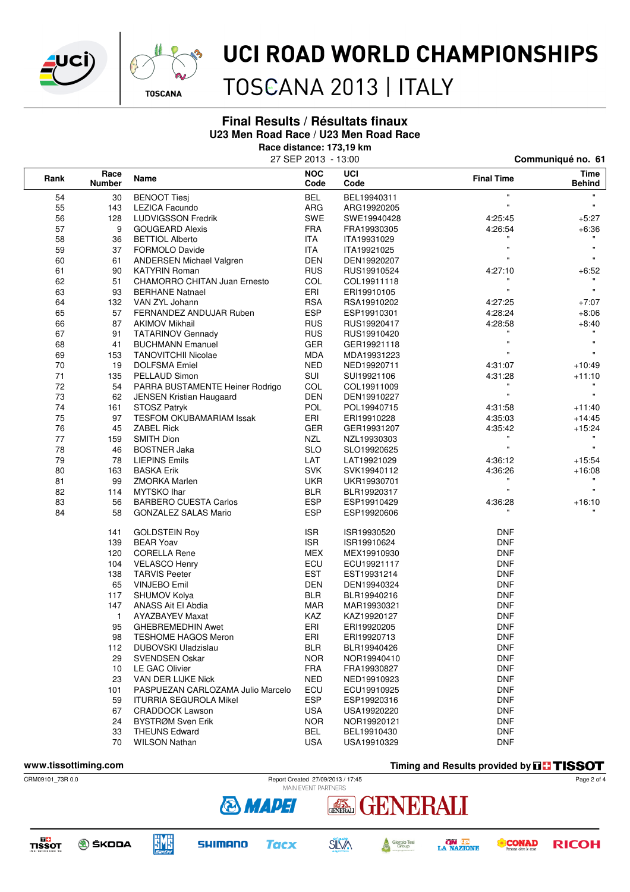# UCI ROAD WORLD CHAMPIONSHIPS
TOSCANA 2013 | ITALY

## Final Results / Résultats finaux
### U23 Men Road Race / U23 Men Road Race
**Race distance: 173,19 km**

27 SEP 2013 - 13:00

**Communiqué no. 61**

| Rank | Race Number | Name | NOC Code | UCI Code | Final Time | Time Behind |
|---|---|---|---|---|---|---|
| 54 | 30 | BENOOT Tiesj | BEL | BEL19940311 | " | " |
| 55 | 143 | LEZICA Facundo | ARG | ARG19920205 | " | " |
| 56 | 128 | LUDVIGSSON Fredrik | SWE | SWE19940428 | 4:25:45 | +5:27 |
| 57 | 9 | GOUGEARD Alexis | FRA | FRA19930305 | 4:26:54 | +6:36 |
| 58 | 36 | BETTIOL Alberto | ITA | ITA19931029 | " | " |
| 59 | 37 | FORMOLO Davide | ITA | ITA19921025 | " | " |
| 60 | 61 | ANDERSEN Michael Valgren | DEN | DEN19920207 | " | " |
| 61 | 90 | KATYRIN Roman | RUS | RUS19910524 | 4:27:10 | +6:52 |
| 62 | 51 | CHAMORRO CHITAN Juan Ernesto | COL | COL19911118 | " | " |
| 63 | 93 | BERHANE Natnael | ERI | ERI19910105 | " | " |
| 64 | 132 | VAN ZYL Johann | RSA | RSA19910202 | 4:27:25 | +7:07 |
| 65 | 57 | FERNANDEZ ANDUJAR Ruben | ESP | ESP19910301 | 4:28:24 | +8:06 |
| 66 | 87 | AKIMOV Mikhail | RUS | RUS19920417 | 4:28:58 | +8:40 |
| 67 | 91 | TATARINOV Gennady | RUS | RUS19910420 | " | " |
| 68 | 41 | BUCHMANN Emanuel | GER | GER19921118 | " | " |
| 69 | 153 | TANOVITCHII Nicolae | MDA | MDA19931223 | " | " |
| 70 | 19 | DOLFSMA Emiel | NED | NED19920711 | 4:31:07 | +10:49 |
| 71 | 135 | PELLAUD Simon | SUI | SUI19921106 | 4:31:28 | +11:10 |
| 72 | 54 | PARRA BUSTAMENTE Heiner Rodrigo | COL | COL19911009 | " | " |
| 73 | 62 | JENSEN Kristian Haugaard | DEN | DEN19910227 | " | " |
| 74 | 161 | STOSZ Patryk | POL | POL19940715 | 4:31:58 | +11:40 |
| 75 | 97 | TESFOM OKUBAMARIAM Issak | ERI | ERI19910228 | 4:35:03 | +14:45 |
| 76 | 45 | ZABEL Rick | GER | GER19931207 | 4:35:42 | +15:24 |
| 77 | 159 | SMITH Dion | NZL | NZL19930303 | " | " |
| 78 | 46 | BOSTNER Jaka | SLO | SLO19920625 | " | " |
| 79 | 78 | LIEPINS Emils | LAT | LAT19921029 | 4:36:12 | +15:54 |
| 80 | 163 | BASKA Erik | SVK | SVK19940112 | 4:36:26 | +16:08 |
| 81 | 99 | ZMORKA Marlen | UKR | UKR19930701 | " | " |
| 82 | 114 | MYTSKO Ihar | BLR | BLR19920317 | " | " |
| 83 | 56 | BARBERO CUESTA Carlos | ESP | ESP19910429 | 4:36:28 | +16:10 |
| 84 | 58 | GONZALEZ SALAS Mario | ESP | ESP19920606 | " | " |
| | 141 | GOLDSTEIN Roy | ISR | ISR19930520 | DNF | |
| | 139 | BEAR Yoav | ISR | ISR19910624 | DNF | |
| | 120 | CORELLA Rene | MEX | MEX19910930 | DNF | |
| | 104 | VELASCO Henry | ECU | ECU19921117 | DNF | |
| | 138 | TARVIS Peeter | EST | EST19931214 | DNF | |
| | 65 | VINJEBO Emil | DEN | DEN19940324 | DNF | |
| | 117 | SHUMOV Kolya | BLR | BLR19940216 | DNF | |
| | 147 | ANASS Ait El Abdia | MAR | MAR19930321 | DNF | |
| | 1 | AYAZBAYEV Maxat | KAZ | KAZ19920127 | DNF | |
| | 95 | GHEBREMEDHIN Awet | ERI | ERI19920205 | DNF | |
| | 98 | TESHOME HAGOS Meron | ERI | ERI19920713 | DNF | |
| | 112 | DUBOVSKI Uladzislau | BLR | BLR19940426 | DNF | |
| | 29 | SVENDSEN Oskar | NOR | NOR19940410 | DNF | |
| | 10 | LE GAC Olivier | FRA | FRA19930827 | DNF | |
| | 23 | VAN DER LIJKE Nick | NED | NED19910923 | DNF | |
| | 101 | PASPUEZAN CARLOZAMA Julio Marcelo | ECU | ECU19910925 | DNF | |
| | 59 | ITURRIA SEGUROLA Mikel | ESP | ESP19920316 | DNF | |
| | 67 | CRADDOCK Lawson | USA | USA19920220 | DNF | |
| | 24 | BYSTRØM Sven Erik | NOR | NOR19920121 | DNF | |
| | 33 | THEUNS Edward | BEL | BEL19910430 | DNF | |
| | 70 | WILSON Nathan | USA | USA19910329 | DNF | |

www.tissottiming.com

Timing and Results provided by TISSOT

CRM09101_73R 0.0 — Report Created 27/09/2013 / 17:45

MAIN EVENT PARTNERS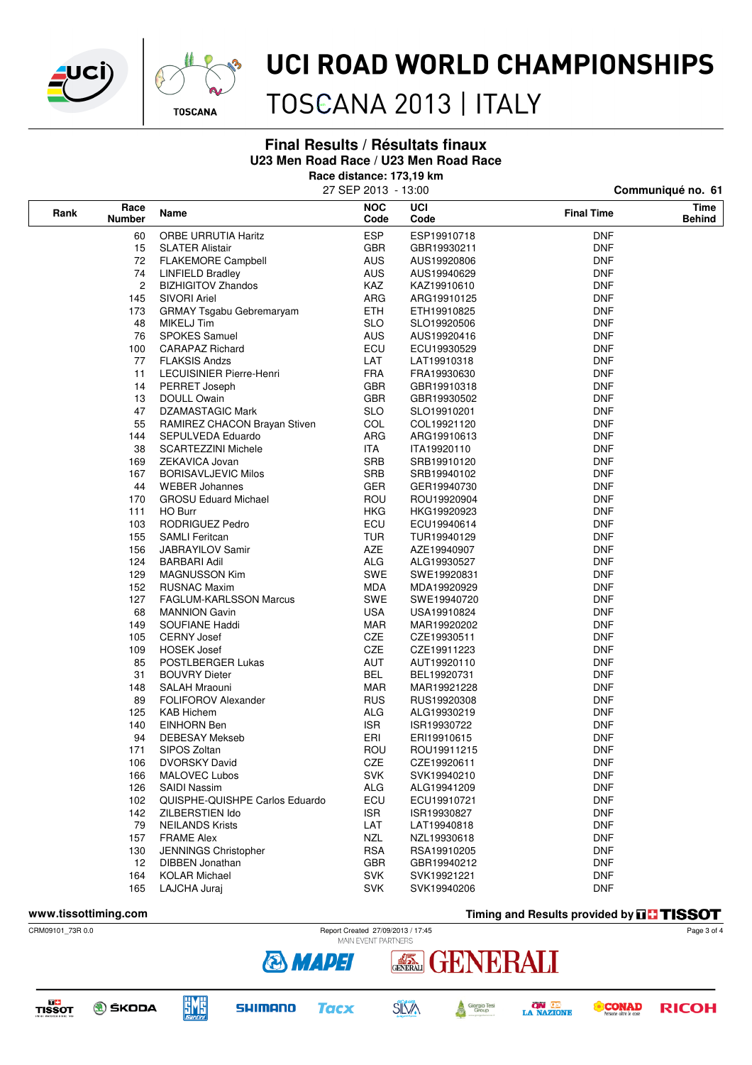# UCI ROAD WORLD CHAMPIONSHIPS

TOSCANA 2013 | ITALY

## Final Results / Résultats finaux

### U23 Men Road Race / U23 Men Road Race

**Race distance: 173,19 km**

27 SEP 2013 - 13:00

**Communiqué no. 61**

| Rank | Race Number | Name | NOC Code | UCI Code | Final Time | Time Behind |
|---|---|---|---|---|---|---|
| | 60 | ORBE URRUTIA Haritz | ESP | ESP19910718 | DNF | |
| | 15 | SLATER Alistair | GBR | GBR19930211 | DNF | |
| | 72 | FLAKEMORE Campbell | AUS | AUS19920806 | DNF | |
| | 74 | LINFIELD Bradley | AUS | AUS19940629 | DNF | |
| | 2 | BIZHIGITOV Zhandos | KAZ | KAZ19910610 | DNF | |
| | 145 | SIVORI Ariel | ARG | ARG19910125 | DNF | |
| | 173 | GRMAY Tsgabu Gebremaryam | ETH | ETH19910825 | DNF | |
| | 48 | MIKELJ Tim | SLO | SLO19920506 | DNF | |
| | 76 | SPOKES Samuel | AUS | AUS19920416 | DNF | |
| | 100 | CARAPAZ Richard | ECU | ECU19930529 | DNF | |
| | 77 | FLAKSIS Andzs | LAT | LAT19910318 | DNF | |
| | 11 | LECUISINIER Pierre-Henri | FRA | FRA19930630 | DNF | |
| | 14 | PERRET Joseph | GBR | GBR19910318 | DNF | |
| | 13 | DOULL Owain | GBR | GBR19930502 | DNF | |
| | 47 | DZAMASTAGIC Mark | SLO | SLO19910201 | DNF | |
| | 55 | RAMIREZ CHACON Brayan Stiven | COL | COL19921120 | DNF | |
| | 144 | SEPULVEDA Eduardo | ARG | ARG19910613 | DNF | |
| | 38 | SCARTEZZINI Michele | ITA | ITA19920110 | DNF | |
| | 169 | ZEKAVICA Jovan | SRB | SRB19910120 | DNF | |
| | 167 | BORISAVLJEVIC Milos | SRB | SRB19940102 | DNF | |
| | 44 | WEBER Johannes | GER | GER19940730 | DNF | |
| | 170 | GROSU Eduard Michael | ROU | ROU19920904 | DNF | |
| | 111 | HO Burr | HKG | HKG19920923 | DNF | |
| | 103 | RODRIGUEZ Pedro | ECU | ECU19940614 | DNF | |
| | 155 | SAMLI Feritcan | TUR | TUR19940129 | DNF | |
| | 156 | JABRAYILOV Samir | AZE | AZE19940907 | DNF | |
| | 124 | BARBARI Adil | ALG | ALG19930527 | DNF | |
| | 129 | MAGNUSSON Kim | SWE | SWE19920831 | DNF | |
| | 152 | RUSNAC Maxim | MDA | MDA19920929 | DNF | |
| | 127 | FAGLUM-KARLSSON Marcus | SWE | SWE19940720 | DNF | |
| | 68 | MANNION Gavin | USA | USA19910824 | DNF | |
| | 149 | SOUFIANE Haddi | MAR | MAR19920202 | DNF | |
| | 105 | CERNY Josef | CZE | CZE19930511 | DNF | |
| | 109 | HOSEK Josef | CZE | CZE19911223 | DNF | |
| | 85 | POSTLBERGER Lukas | AUT | AUT19920110 | DNF | |
| | 31 | BOUVRY Dieter | BEL | BEL19920731 | DNF | |
| | 148 | SALAH Mraouni | MAR | MAR19921228 | DNF | |
| | 89 | FOLIFOROV Alexander | RUS | RUS19920308 | DNF | |
| | 125 | KAB Hichem | ALG | ALG19930219 | DNF | |
| | 140 | EINHORN Ben | ISR | ISR19930722 | DNF | |
| | 94 | DEBESAY Mekseb | ERI | ERI19910615 | DNF | |
| | 171 | SIPOS Zoltan | ROU | ROU19911215 | DNF | |
| | 106 | DVORSKY David | CZE | CZE19920611 | DNF | |
| | 166 | MALOVEC Lubos | SVK | SVK19940210 | DNF | |
| | 126 | SAIDI Nassim | ALG | ALG19941209 | DNF | |
| | 102 | QUISPHE-QUISHPE Carlos Eduardo | ECU | ECU19910721 | DNF | |
| | 142 | ZILBERSTIEN Ido | ISR | ISR19930827 | DNF | |
| | 79 | NEILANDS Krists | LAT | LAT19940818 | DNF | |
| | 157 | FRAME Alex | NZL | NZL19930618 | DNF | |
| | 130 | JENNINGS Christopher | RSA | RSA19910205 | DNF | |
| | 12 | DIBBEN Jonathan | GBR | GBR19940212 | DNF | |
| | 164 | KOLAR Michael | SVK | SVK19921221 | DNF | |
| | 165 | LAJCHA Juraj | SVK | SVK19940206 | DNF | |

www.tissottiming.com

Timing and Results provided by TISSOT

CRM09101_73R 0.0 — Report Created 27/09/2013 / 17:45

MAIN EVENT PARTNERS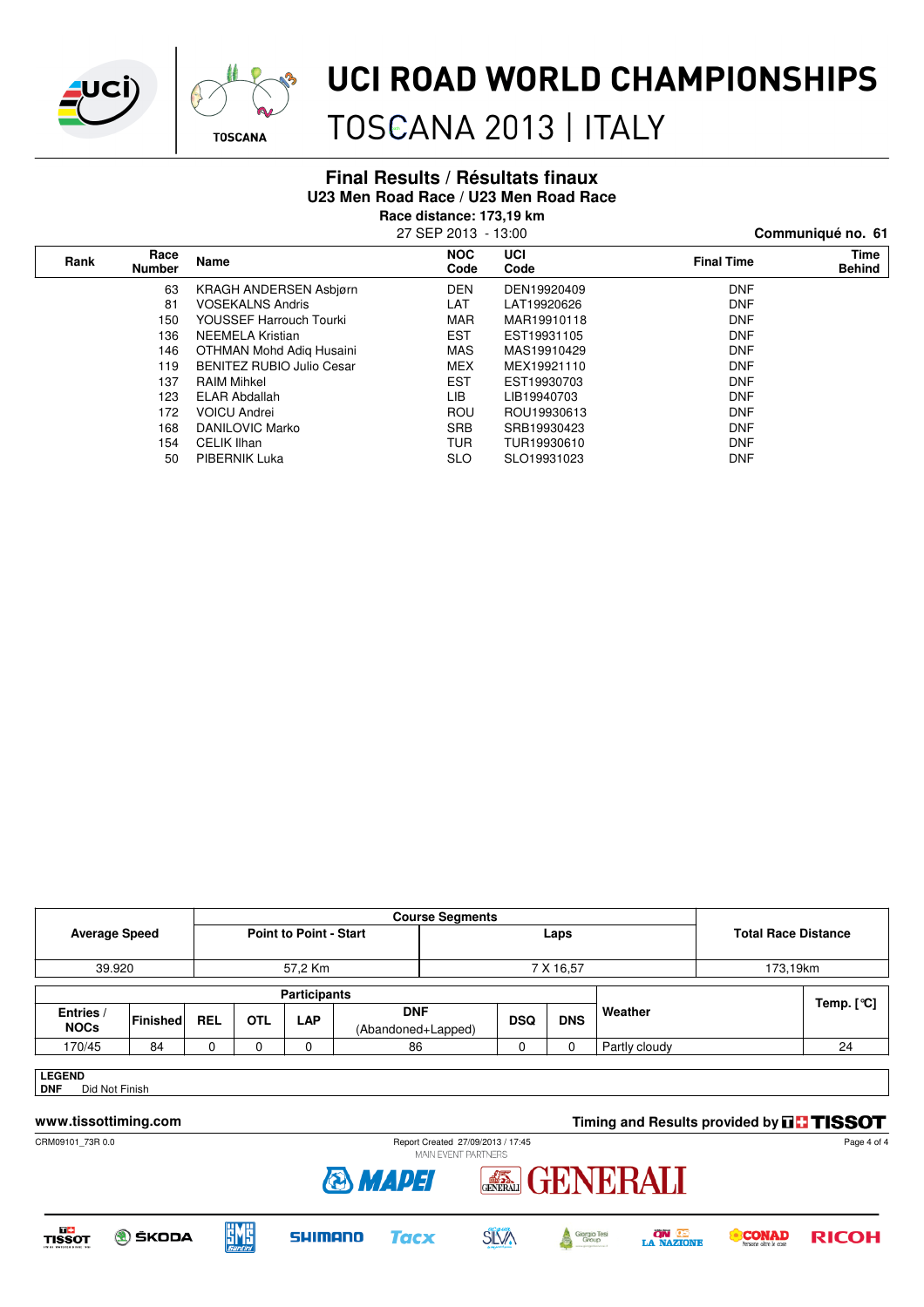# UCI ROAD WORLD CHAMPIONSHIPS
## TOSCANA 2013 | ITALY

### Final Results / Résultats finaux
**U23 Men Road Race / U23 Men Road Race**
**Race distance: 173,19 km**
27 SEP 2013 - 13:00

**Communiqué no. 61**

| Rank | Race Number | Name | NOC Code | UCI Code | Final Time | Time Behind |
|---|---|---|---|---|---|---|
| | 63 | KRAGH ANDERSEN Asbjørn | DEN | DEN19920409 | DNF | |
| | 81 | VOSEKALNS Andris | LAT | LAT19920626 | DNF | |
| | 150 | YOUSSEF Harrouch Tourki | MAR | MAR19910118 | DNF | |
| | 136 | NEEMELA Kristian | EST | EST19931105 | DNF | |
| | 146 | OTHMAN Mohd Adiq Husaini | MAS | MAS19910429 | DNF | |
| | 119 | BENITEZ RUBIO Julio Cesar | MEX | MEX19921110 | DNF | |
| | 137 | RAIM Mihkel | EST | EST19930703 | DNF | |
| | 123 | ELAR Abdallah | LIB | LIB19940703 | DNF | |
| | 172 | VOICU Andrei | ROU | ROU19930613 | DNF | |
| | 168 | DANILOVIC Marko | SRB | SRB19930423 | DNF | |
| | 154 | CELIK Ilhan | TUR | TUR19930610 | DNF | |
| | 50 | PIBERNIK Luka | SLO | SLO19931023 | DNF | |

| Average Speed | Course Segments: Point to Point - Start | Course Segments: Laps | Total Race Distance |
|---|---|---|---|
| 39.920 | 57,2 Km | 7 X 16,57 | 173,19km |

| Participants: Entries / NOCs | Finished | REL | OTL | LAP | DNF (Abandoned+Lapped) | DSQ | DNS | Weather | Temp. [°C] |
|---|---|---|---|---|---|---|---|---|---|
| 170/45 | 84 | 0 | 0 | 0 | 86 | 0 | 0 | Partly cloudy | 24 |

**LEGEND**
**DNF** Did Not Finish

**www.tissottiming.com**

**Timing and Results provided by TISSOT**

CRM09101_73R 0.0

Report Created 27/09/2013 / 17:45